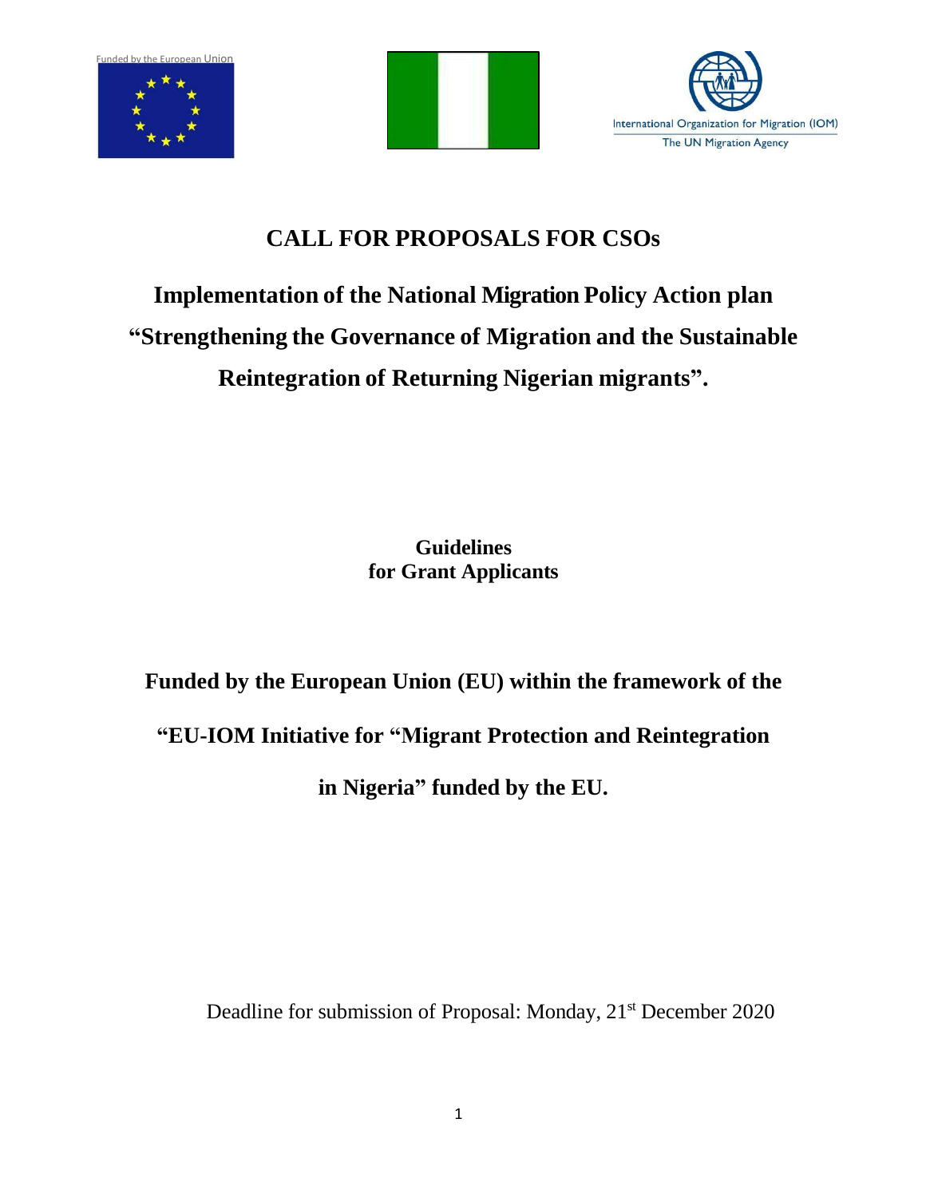Funded by the European Union

International Organization for Migration (IOM)
The UN Migration Agency

# CALL FOR PROPOSALS FOR CSOs

## Implementation of the National Migration Policy Action plan "Strengthening the Governance of Migration and the Sustainable Reintegration of Returning Nigerian migrants".

**Guidelines**
**for Grant Applicants**

**Funded by the European Union (EU) within the framework of the "EU-IOM Initiative for "Migrant Protection and Reintegration in Nigeria" funded by the EU.**

Deadline for submission of Proposal: Monday, 21st December 2020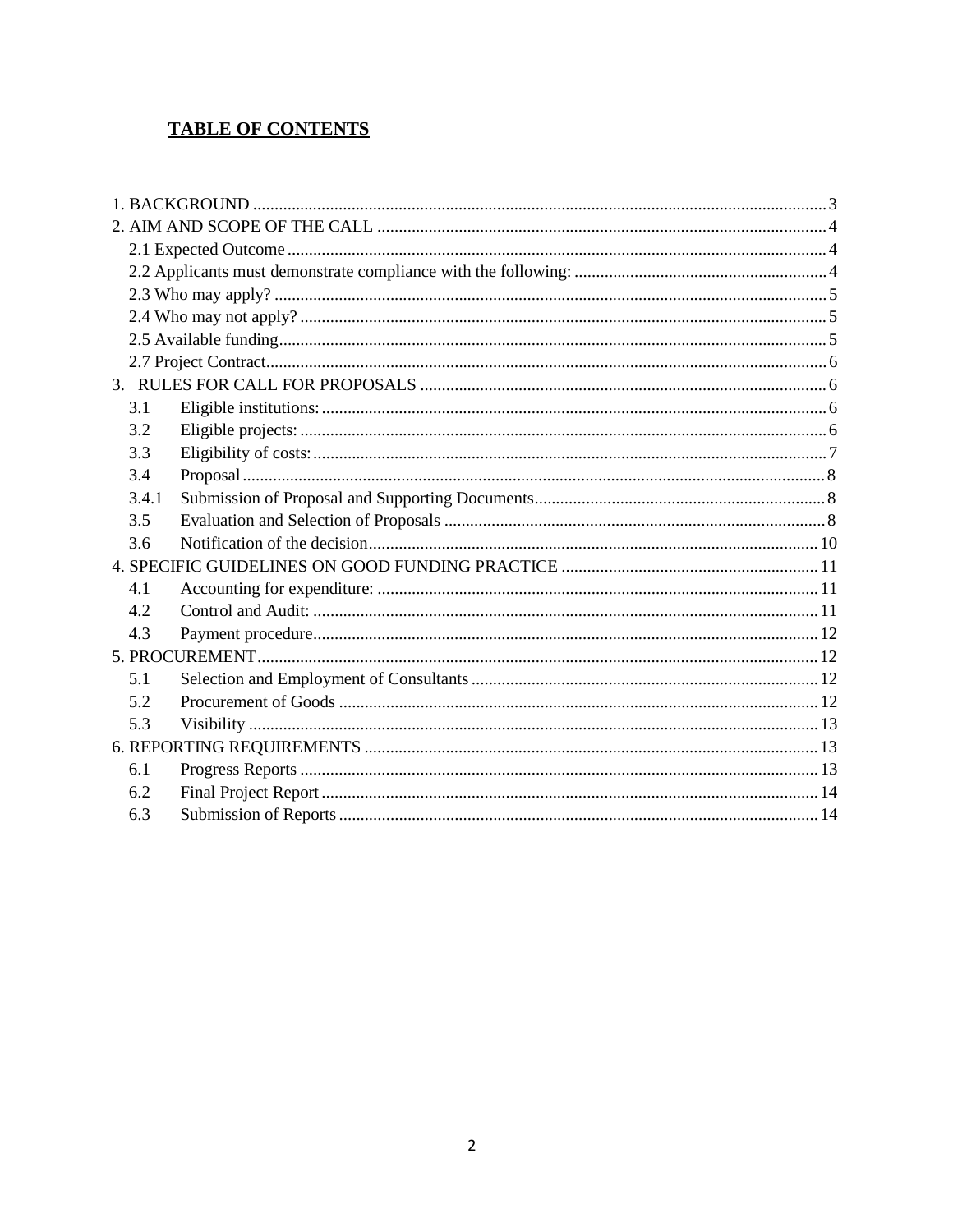# TABLE OF CONTENTS

1. BACKGROUND ........................................................................................................................ 3
2. AIM AND SCOPE OF THE CALL ........................................................................................... 4
   - 2.1 Expected Outcome .............................................................................................................. 4
   - 2.2 Applicants must demonstrate compliance with the following: ........................................... 4
   - 2.3 Who may apply? ................................................................................................................. 5
   - 2.4 Who may not apply? ........................................................................................................... 5
   - 2.5 Available funding ................................................................................................................ 5
   - 2.7 Project Contract .................................................................................................................. 6
3. RULES FOR CALL FOR PROPOSALS ................................................................................. 6
   - 3.1 Eligible institutions: ............................................................................................................ 6
   - 3.2 Eligible projects: ................................................................................................................. 6
   - 3.3 Eligibility of costs: .............................................................................................................. 7
   - 3.4 Proposal .............................................................................................................................. 8
   - 3.4.1 Submission of Proposal and Supporting Documents ....................................................... 8
   - 3.5 Evaluation and Selection of Proposals ............................................................................... 8
   - 3.6 Notification of the decision ................................................................................................ 10
4. SPECIFIC GUIDELINES ON GOOD FUNDING PRACTICE .............................................. 11
   - 4.1 Accounting for expenditure: ............................................................................................... 11
   - 4.2 Control and Audit: .............................................................................................................. 11
   - 4.3 Payment procedure ............................................................................................................. 12
5. PROCUREMENT ..................................................................................................................... 12
   - 5.1 Selection and Employment of Consultants ......................................................................... 12
   - 5.2 Procurement of Goods ........................................................................................................ 12
   - 5.3 Visibility ............................................................................................................................. 13
6. REPORTING REQUIREMENTS ............................................................................................ 13
   - 6.1 Progress Reports ................................................................................................................. 13
   - 6.2 Final Project Report ............................................................................................................ 14
   - 6.3 Submission of Reports ........................................................................................................ 14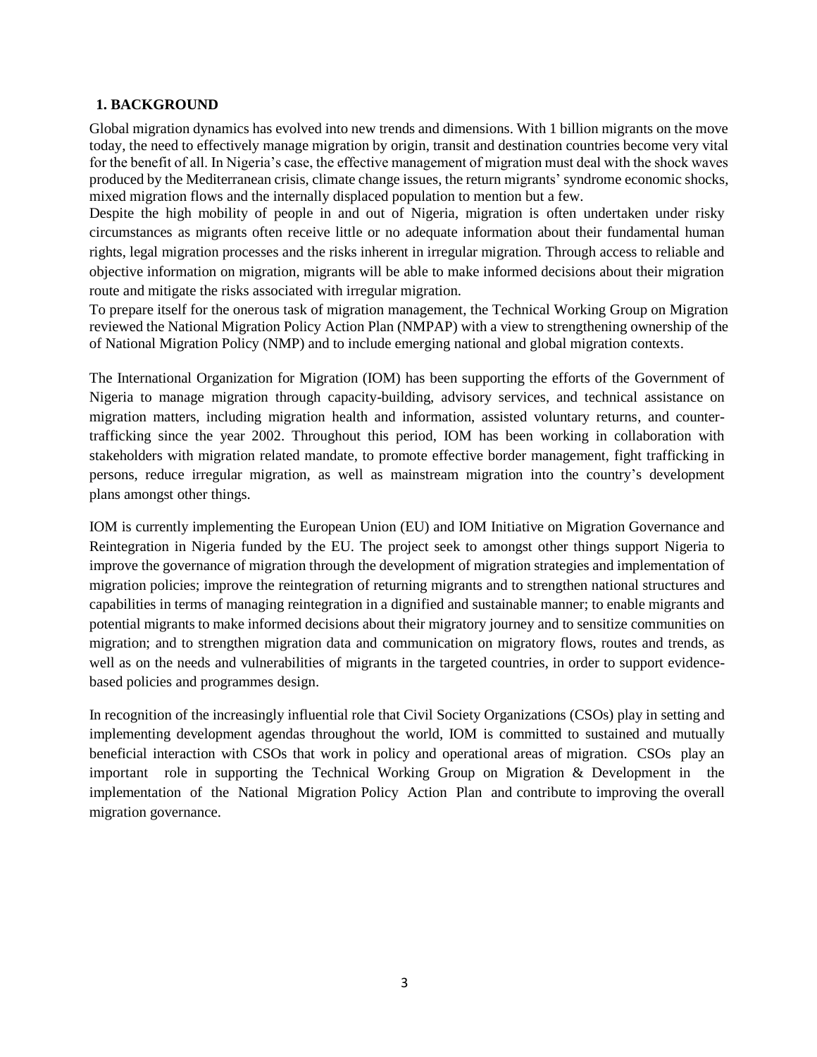## 1. BACKGROUND

Global migration dynamics has evolved into new trends and dimensions. With 1 billion migrants on the move today, the need to effectively manage migration by origin, transit and destination countries become very vital for the benefit of all. In Nigeria's case, the effective management of migration must deal with the shock waves produced by the Mediterranean crisis, climate change issues, the return migrants' syndrome economic shocks, mixed migration flows and the internally displaced population to mention but a few.

Despite the high mobility of people in and out of Nigeria, migration is often undertaken under risky circumstances as migrants often receive little or no adequate information about their fundamental human rights, legal migration processes and the risks inherent in irregular migration. Through access to reliable and objective information on migration, migrants will be able to make informed decisions about their migration route and mitigate the risks associated with irregular migration.

To prepare itself for the onerous task of migration management, the Technical Working Group on Migration reviewed the National Migration Policy Action Plan (NMPAP) with a view to strengthening ownership of the of National Migration Policy (NMP) and to include emerging national and global migration contexts.

The International Organization for Migration (IOM) has been supporting the efforts of the Government of Nigeria to manage migration through capacity-building, advisory services, and technical assistance on migration matters, including migration health and information, assisted voluntary returns, and counter-trafficking since the year 2002. Throughout this period, IOM has been working in collaboration with stakeholders with migration related mandate, to promote effective border management, fight trafficking in persons, reduce irregular migration, as well as mainstream migration into the country's development plans amongst other things.

IOM is currently implementing the European Union (EU) and IOM Initiative on Migration Governance and Reintegration in Nigeria funded by the EU. The project seek to amongst other things support Nigeria to improve the governance of migration through the development of migration strategies and implementation of migration policies; improve the reintegration of returning migrants and to strengthen national structures and capabilities in terms of managing reintegration in a dignified and sustainable manner; to enable migrants and potential migrants to make informed decisions about their migratory journey and to sensitize communities on migration; and to strengthen migration data and communication on migratory flows, routes and trends, as well as on the needs and vulnerabilities of migrants in the targeted countries, in order to support evidence-based policies and programmes design.

In recognition of the increasingly influential role that Civil Society Organizations (CSOs) play in setting and implementing development agendas throughout the world, IOM is committed to sustained and mutually beneficial interaction with CSOs that work in policy and operational areas of migration. CSOs play an important role in supporting the Technical Working Group on Migration & Development in the implementation of the National Migration Policy Action Plan and contribute to improving the overall migration governance.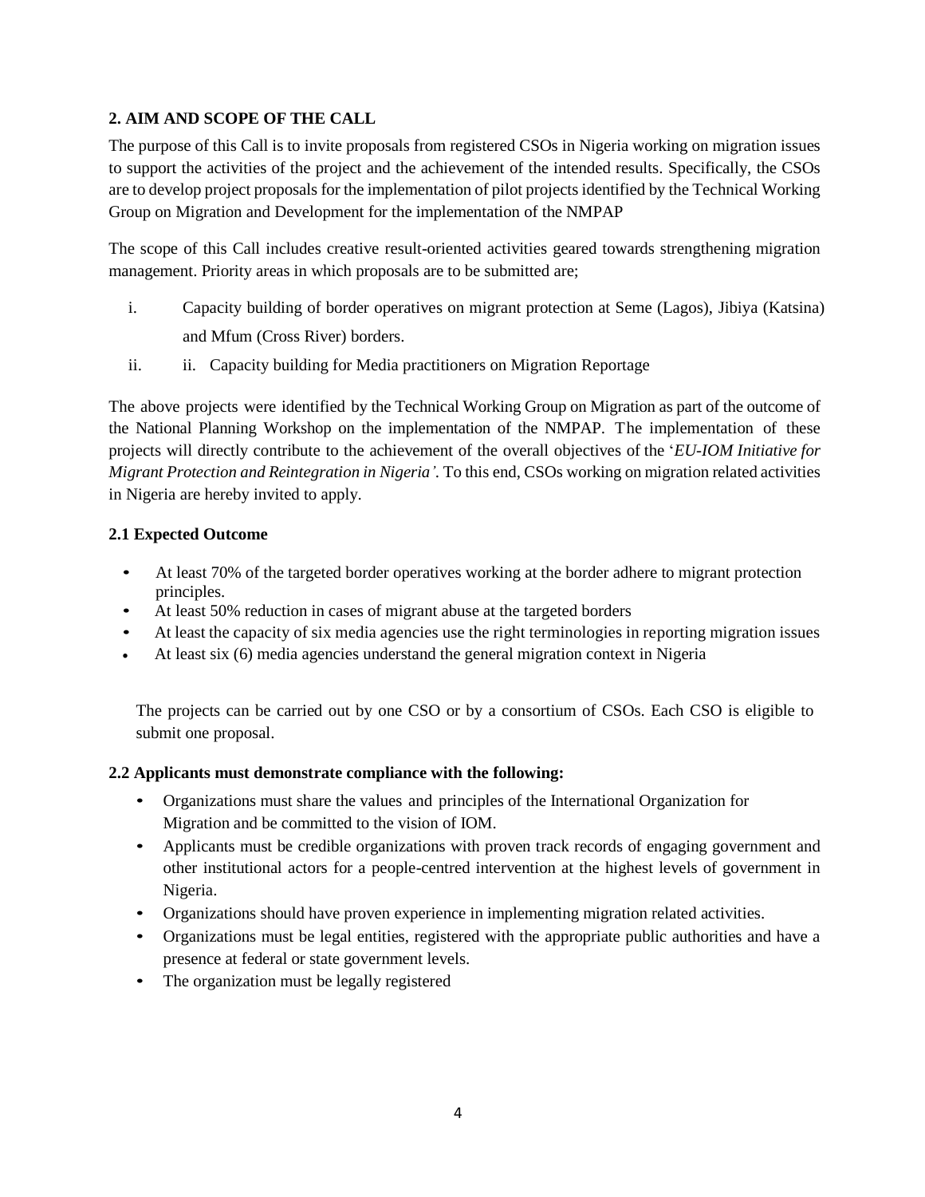## 2. AIM AND SCOPE OF THE CALL

The purpose of this Call is to invite proposals from registered CSOs in Nigeria working on migration issues to support the activities of the project and the achievement of the intended results. Specifically, the CSOs are to develop project proposals for the implementation of pilot projects identified by the Technical Working Group on Migration and Development for the implementation of the NMPAP

The scope of this Call includes creative result-oriented activities geared towards strengthening migration management. Priority areas in which proposals are to be submitted are;

i. Capacity building of border operatives on migrant protection at Seme (Lagos), Jibiya (Katsina) and Mfum (Cross River) borders.

ii. ii. Capacity building for Media practitioners on Migration Reportage

The above projects were identified by the Technical Working Group on Migration as part of the outcome of the National Planning Workshop on the implementation of the NMPAP. The implementation of these projects will directly contribute to the achievement of the overall objectives of the '*EU-IOM Initiative for Migrant Protection and Reintegration in Nigeria'.* To this end, CSOs working on migration related activities in Nigeria are hereby invited to apply.

### 2.1 Expected Outcome

- At least 70% of the targeted border operatives working at the border adhere to migrant protection principles.
- At least 50% reduction in cases of migrant abuse at the targeted borders
- At least the capacity of six media agencies use the right terminologies in reporting migration issues
- At least six (6) media agencies understand the general migration context in Nigeria

The projects can be carried out by one CSO or by a consortium of CSOs. Each CSO is eligible to submit one proposal.

### 2.2 Applicants must demonstrate compliance with the following:

- Organizations must share the values and principles of the International Organization for Migration and be committed to the vision of IOM.
- Applicants must be credible organizations with proven track records of engaging government and other institutional actors for a people-centred intervention at the highest levels of government in Nigeria.
- Organizations should have proven experience in implementing migration related activities.
- Organizations must be legal entities, registered with the appropriate public authorities and have a presence at federal or state government levels.
- The organization must be legally registered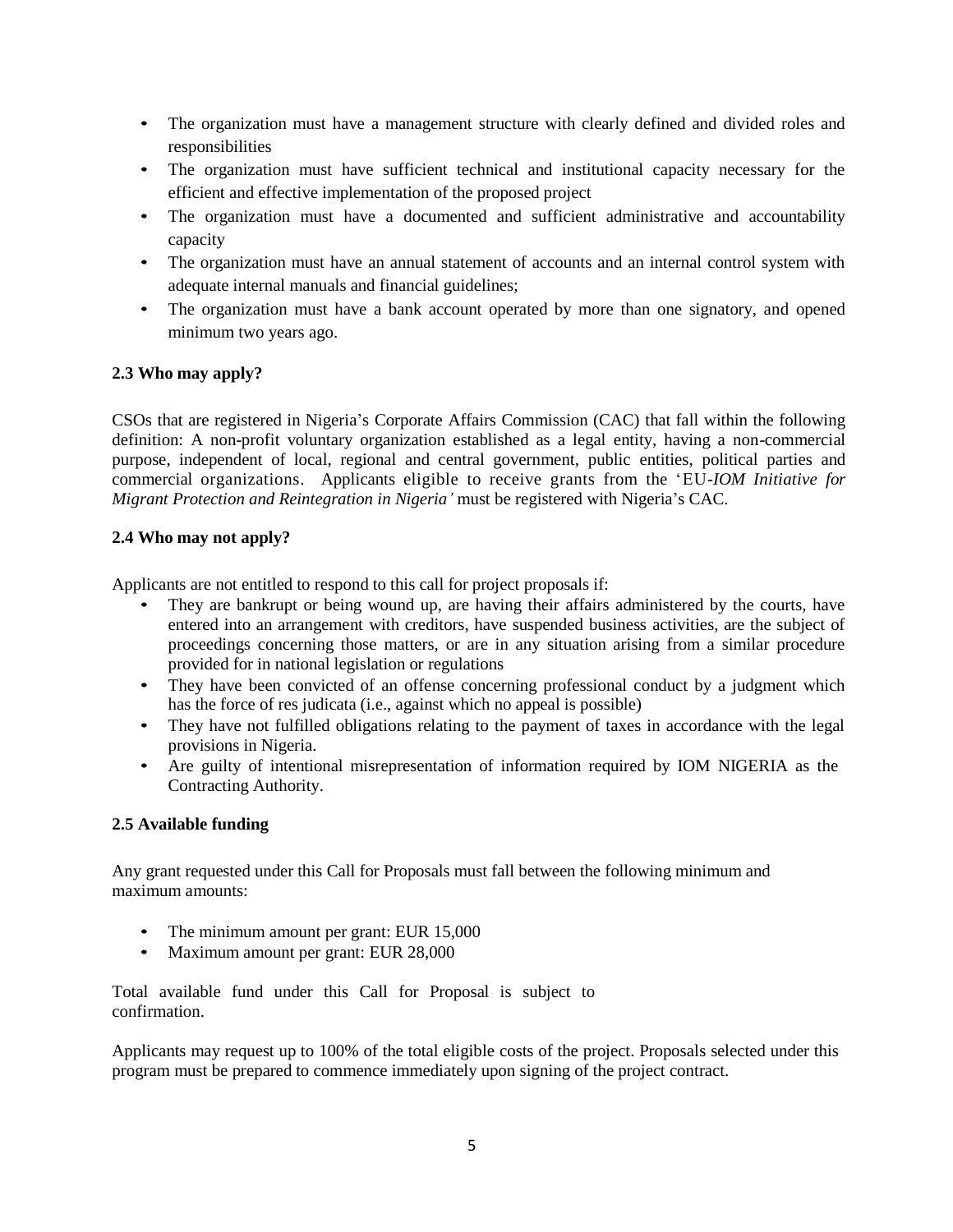- The organization must have a management structure with clearly defined and divided roles and responsibilities
- The organization must have sufficient technical and institutional capacity necessary for the efficient and effective implementation of the proposed project
- The organization must have a documented and sufficient administrative and accountability capacity
- The organization must have an annual statement of accounts and an internal control system with adequate internal manuals and financial guidelines;
- The organization must have a bank account operated by more than one signatory, and opened minimum two years ago.

### 2.3 Who may apply?

CSOs that are registered in Nigeria's Corporate Affairs Commission (CAC) that fall within the following definition: A non-profit voluntary organization established as a legal entity, having a non-commercial purpose, independent of local, regional and central government, public entities, political parties and commercial organizations. Applicants eligible to receive grants from the 'EU-*IOM Initiative for Migrant Protection and Reintegration in Nigeria'* must be registered with Nigeria's CAC.

### 2.4 Who may not apply?

Applicants are not entitled to respond to this call for project proposals if:

- They are bankrupt or being wound up, are having their affairs administered by the courts, have entered into an arrangement with creditors, have suspended business activities, are the subject of proceedings concerning those matters, or are in any situation arising from a similar procedure provided for in national legislation or regulations
- They have been convicted of an offense concerning professional conduct by a judgment which has the force of res judicata (i.e., against which no appeal is possible)
- They have not fulfilled obligations relating to the payment of taxes in accordance with the legal provisions in Nigeria.
- Are guilty of intentional misrepresentation of information required by IOM NIGERIA as the Contracting Authority.

### 2.5 Available funding

Any grant requested under this Call for Proposals must fall between the following minimum and maximum amounts:

- The minimum amount per grant: EUR 15,000
- Maximum amount per grant: EUR 28,000

Total available fund under this Call for Proposal is subject to confirmation.

Applicants may request up to 100% of the total eligible costs of the project. Proposals selected under this program must be prepared to commence immediately upon signing of the project contract.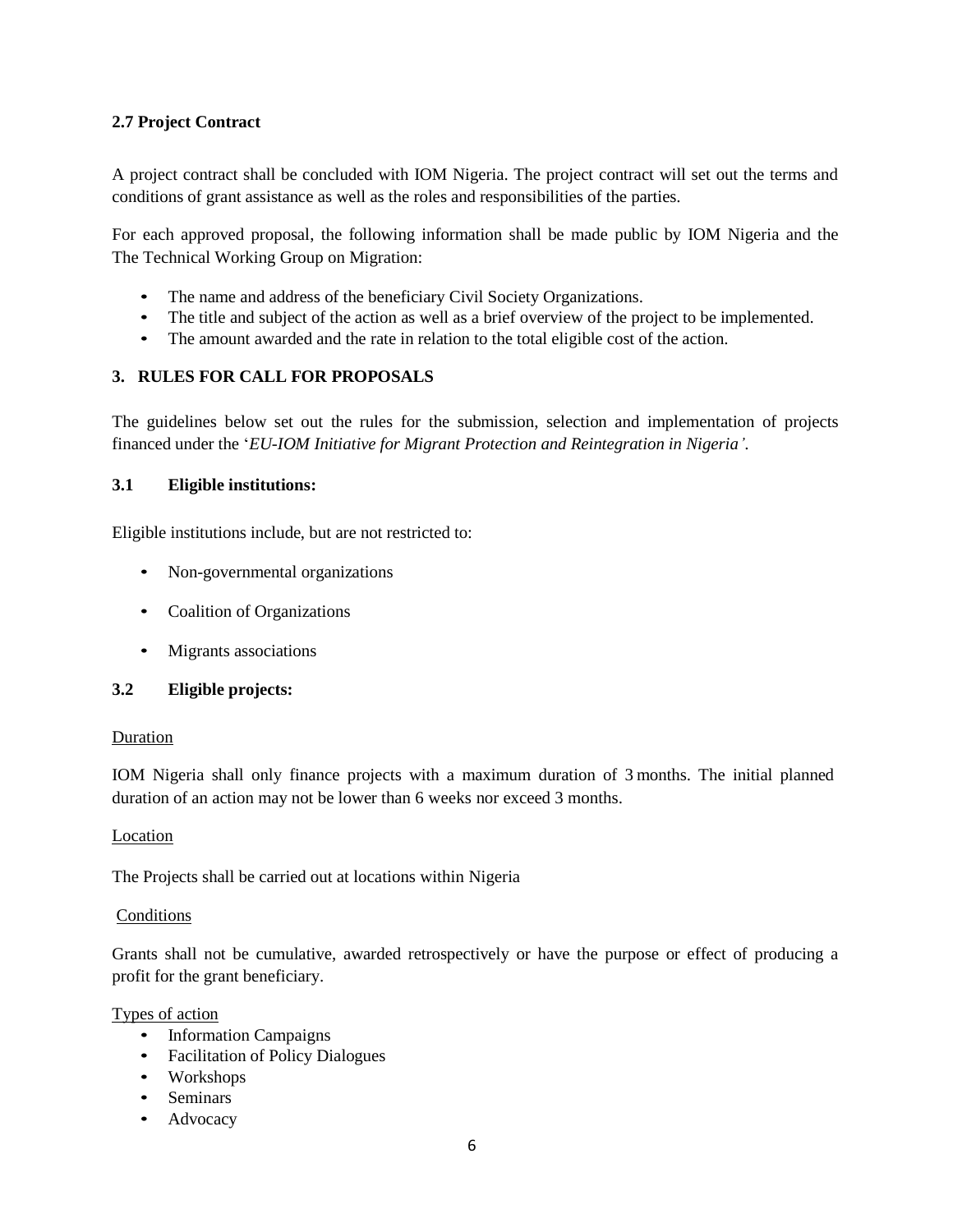### 2.7 Project Contract

A project contract shall be concluded with IOM Nigeria. The project contract will set out the terms and conditions of grant assistance as well as the roles and responsibilities of the parties.

For each approved proposal, the following information shall be made public by IOM Nigeria and the The Technical Working Group on Migration:

- The name and address of the beneficiary Civil Society Organizations.
- The title and subject of the action as well as a brief overview of the project to be implemented.
- The amount awarded and the rate in relation to the total eligible cost of the action.

## 3. RULES FOR CALL FOR PROPOSALS

The guidelines below set out the rules for the submission, selection and implementation of projects financed under the '*EU-IOM Initiative for Migrant Protection and Reintegration in Nigeria'.*

### 3.1 Eligible institutions:

Eligible institutions include, but are not restricted to:

- Non-governmental organizations
- Coalition of Organizations
- Migrants associations

### 3.2 Eligible projects:

<u>Duration</u>

IOM Nigeria shall only finance projects with a maximum duration of 3 months. The initial planned duration of an action may not be lower than 6 weeks nor exceed 3 months.

<u>Location</u>

The Projects shall be carried out at locations within Nigeria

<u>Conditions</u>

Grants shall not be cumulative, awarded retrospectively or have the purpose or effect of producing a profit for the grant beneficiary.

<u>Types of action</u>

- Information Campaigns
- Facilitation of Policy Dialogues
- Workshops
- Seminars
- Advocacy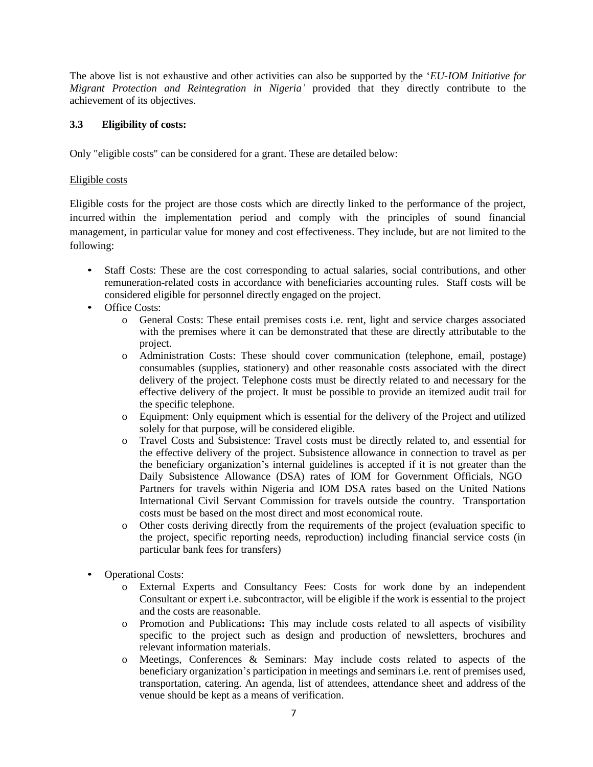The above list is not exhaustive and other activities can also be supported by the '*EU-IOM Initiative for Migrant Protection and Reintegration in Nigeria'* provided that they directly contribute to the achievement of its objectives.

### 3.3 Eligibility of costs:

Only "eligible costs" can be considered for a grant. These are detailed below:

<u>Eligible costs</u>

Eligible costs for the project are those costs which are directly linked to the performance of the project, incurred within the implementation period and comply with the principles of sound financial management, in particular value for money and cost effectiveness. They include, but are not limited to the following:

- Staff Costs: These are the cost corresponding to actual salaries, social contributions, and other remuneration-related costs in accordance with beneficiaries accounting rules. Staff costs will be considered eligible for personnel directly engaged on the project.
- Office Costs:
    - General Costs: These entail premises costs i.e. rent, light and service charges associated with the premises where it can be demonstrated that these are directly attributable to the project.
    - Administration Costs: These should cover communication (telephone, email, postage) consumables (supplies, stationery) and other reasonable costs associated with the direct delivery of the project. Telephone costs must be directly related to and necessary for the effective delivery of the project. It must be possible to provide an itemized audit trail for the specific telephone.
    - Equipment: Only equipment which is essential for the delivery of the Project and utilized solely for that purpose, will be considered eligible.
    - Travel Costs and Subsistence: Travel costs must be directly related to, and essential for the effective delivery of the project. Subsistence allowance in connection to travel as per the beneficiary organization's internal guidelines is accepted if it is not greater than the Daily Subsistence Allowance (DSA) rates of IOM for Government Officials, NGO Partners for travels within Nigeria and IOM DSA rates based on the United Nations International Civil Servant Commission for travels outside the country. Transportation costs must be based on the most direct and most economical route.
    - Other costs deriving directly from the requirements of the project (evaluation specific to the project, specific reporting needs, reproduction) including financial service costs (in particular bank fees for transfers)

- Operational Costs:
    - External Experts and Consultancy Fees: Costs for work done by an independent Consultant or expert i.e. subcontractor, will be eligible if the work is essential to the project and the costs are reasonable.
    - Promotion and Publications**:** This may include costs related to all aspects of visibility specific to the project such as design and production of newsletters, brochures and relevant information materials.
    - Meetings, Conferences & Seminars: May include costs related to aspects of the beneficiary organization's participation in meetings and seminars i.e. rent of premises used, transportation, catering. An agenda, list of attendees, attendance sheet and address of the venue should be kept as a means of verification.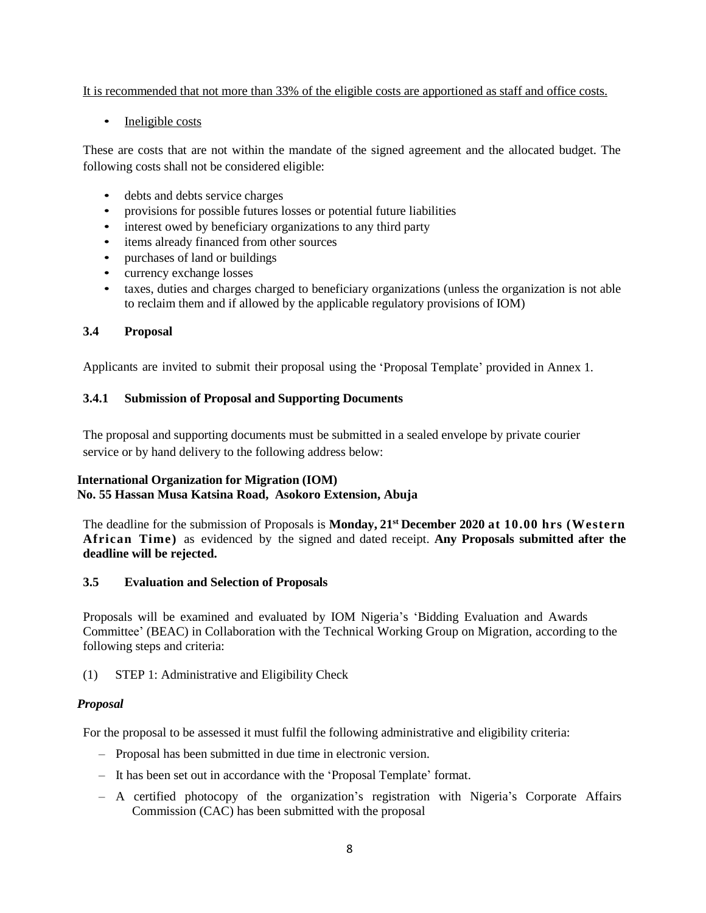It is recommended that not more than 33% of the eligible costs are apportioned as staff and office costs.

- Ineligible costs

These are costs that are not within the mandate of the signed agreement and the allocated budget. The following costs shall not be considered eligible:

- debts and debts service charges
- provisions for possible futures losses or potential future liabilities
- interest owed by beneficiary organizations to any third party
- items already financed from other sources
- purchases of land or buildings
- currency exchange losses
- taxes, duties and charges charged to beneficiary organizations (unless the organization is not able to reclaim them and if allowed by the applicable regulatory provisions of IOM)

### 3.4 Proposal

Applicants are invited to submit their proposal using the 'Proposal Template' provided in Annex 1.

#### 3.4.1 Submission of Proposal and Supporting Documents

The proposal and supporting documents must be submitted in a sealed envelope by private courier service or by hand delivery to the following address below:

**International Organization for Migration (IOM)**
**No. 55 Hassan Musa Katsina Road, Asokoro Extension, Abuja**

The deadline for the submission of Proposals is **Monday, 21st December 2020 at 10.00 hrs (Western African Time)** as evidenced by the signed and dated receipt. **Any Proposals submitted after the deadline will be rejected.**

### 3.5 Evaluation and Selection of Proposals

Proposals will be examined and evaluated by IOM Nigeria's 'Bidding Evaluation and Awards Committee' (BEAC) in Collaboration with the Technical Working Group on Migration, according to the following steps and criteria:

(1) STEP 1: Administrative and Eligibility Check

***Proposal***

For the proposal to be assessed it must fulfil the following administrative and eligibility criteria:

- Proposal has been submitted in due time in electronic version.
- It has been set out in accordance with the 'Proposal Template' format.
- A certified photocopy of the organization's registration with Nigeria's Corporate Affairs Commission (CAC) has been submitted with the proposal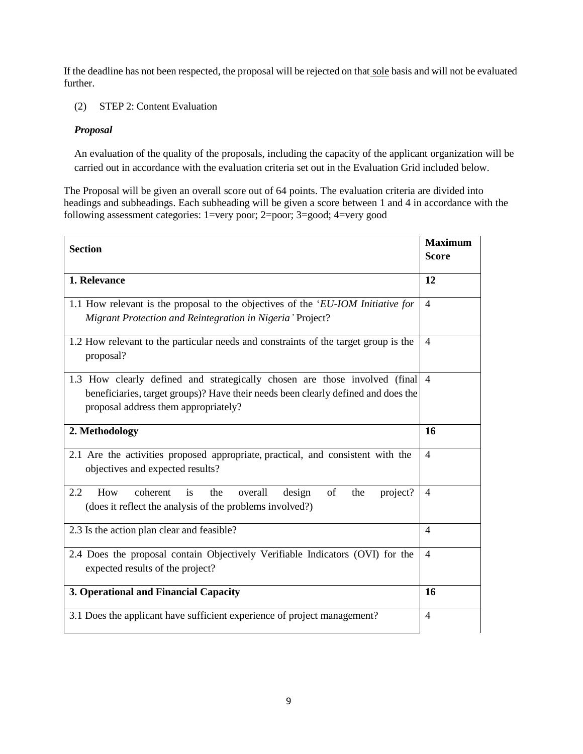If the deadline has not been respected, the proposal will be rejected on that sole basis and will not be evaluated further.

(2) STEP 2: Content Evaluation

***Proposal***

An evaluation of the quality of the proposals, including the capacity of the applicant organization will be carried out in accordance with the evaluation criteria set out in the Evaluation Grid included below.

The Proposal will be given an overall score out of 64 points. The evaluation criteria are divided into headings and subheadings. Each subheading will be given a score between 1 and 4 in accordance with the following assessment categories: 1=very poor; 2=poor; 3=good; 4=very good

| **Section** | **Maximum Score** |
|---|---|
| **1. Relevance** | **12** |
| 1.1 How relevant is the proposal to the objectives of the '*EU-IOM Initiative for Migrant Protection and Reintegration in Nigeria'* Project? | 4 |
| 1.2 How relevant to the particular needs and constraints of the target group is the proposal? | 4 |
| 1.3 How clearly defined and strategically chosen are those involved (final beneficiaries, target groups)? Have their needs been clearly defined and does the proposal address them appropriately? | 4 |
| **2. Methodology** | **16** |
| 2.1 Are the activities proposed appropriate, practical, and consistent with the objectives and expected results? | 4 |
| 2.2 How coherent is the overall design of the project? (does it reflect the analysis of the problems involved?) | 4 |
| 2.3 Is the action plan clear and feasible? | 4 |
| 2.4 Does the proposal contain Objectively Verifiable Indicators (OVI) for the expected results of the project? | 4 |
| **3. Operational and Financial Capacity** | **16** |
| 3.1 Does the applicant have sufficient experience of project management? | 4 |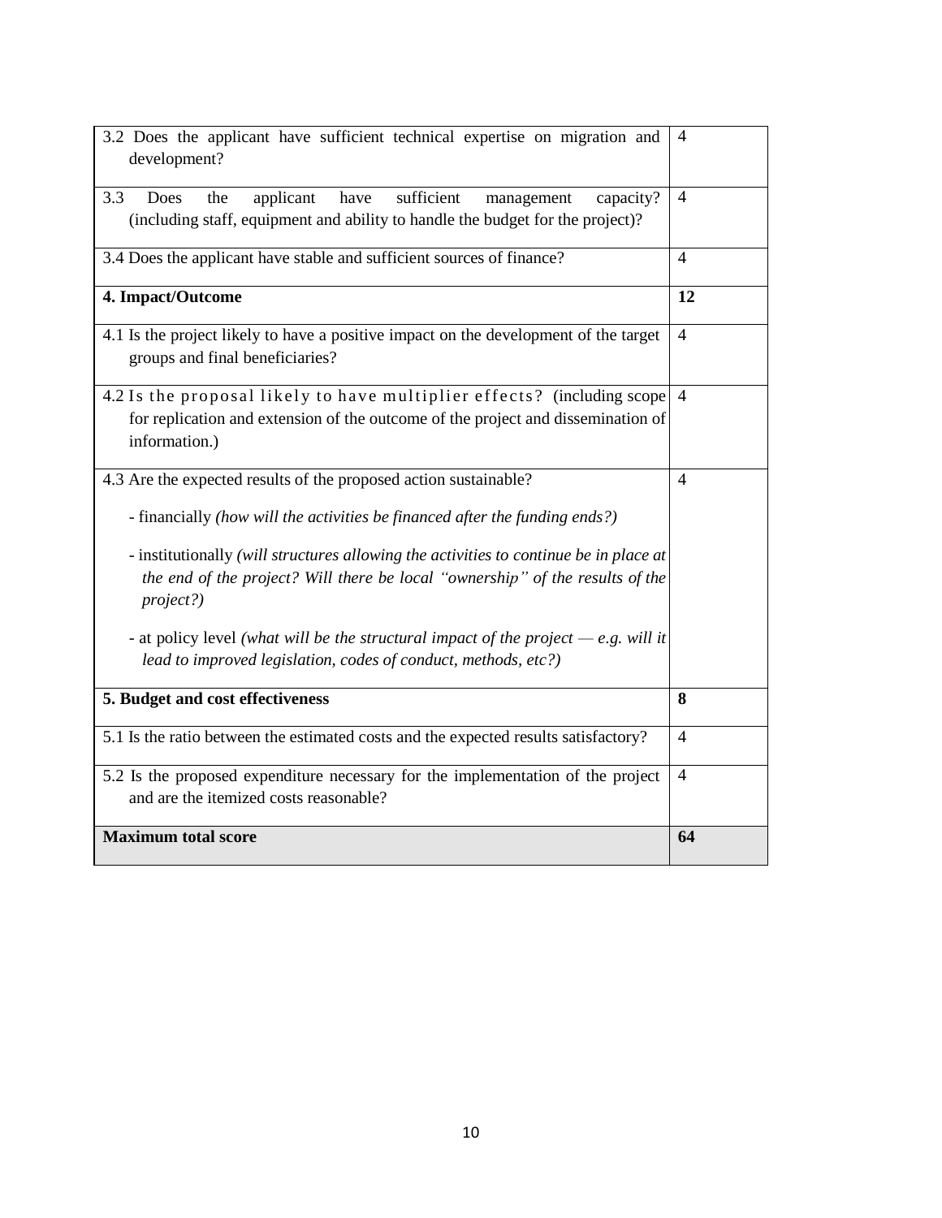| | |
|---|---|
| 3.2 Does the applicant have sufficient technical expertise on migration and development? | 4 |
| 3.3 Does the applicant have sufficient management capacity? (including staff, equipment and ability to handle the budget for the project)? | 4 |
| 3.4 Does the applicant have stable and sufficient sources of finance? | 4 |
| **4. Impact/Outcome** | **12** |
| 4.1 Is the project likely to have a positive impact on the development of the target groups and final beneficiaries? | 4 |
| 4.2 Is the proposal likely to have multiplier effects? (including scope for replication and extension of the outcome of the project and dissemination of information.) | 4 |
| 4.3 Are the expected results of the proposed action sustainable?<br>- financially *(how will the activities be financed after the funding ends?)*<br>- institutionally *(will structures allowing the activities to continue be in place at the end of the project? Will there be local "ownership" of the results of the project?)*<br>- at policy level *(what will be the structural impact of the project — e.g. will it lead to improved legislation, codes of conduct, methods, etc?)* | 4 |
| **5. Budget and cost effectiveness** | **8** |
| 5.1 Is the ratio between the estimated costs and the expected results satisfactory? | 4 |
| 5.2 Is the proposed expenditure necessary for the implementation of the project and are the itemized costs reasonable? | 4 |
| **Maximum total score** | **64** |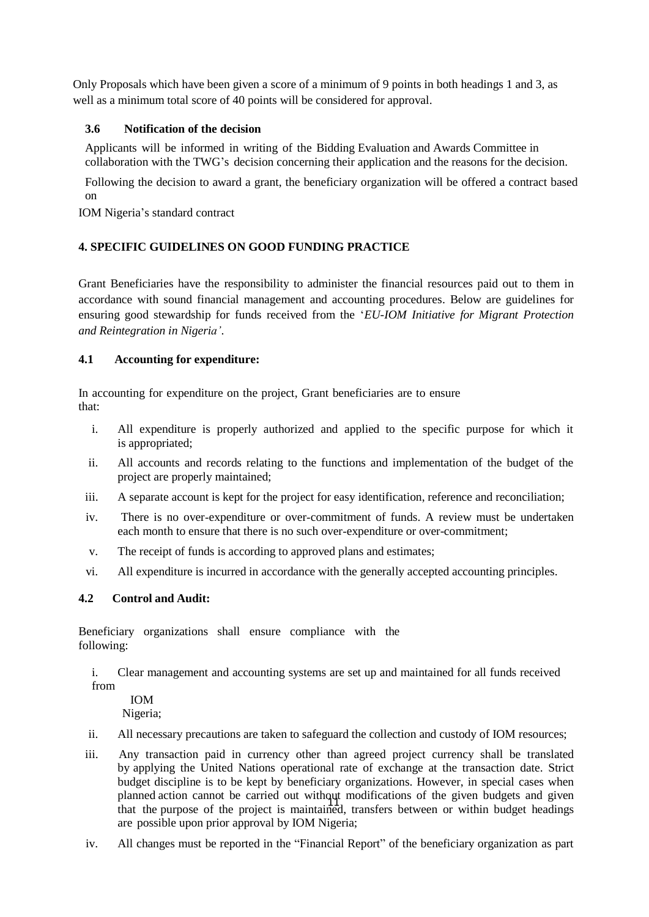Only Proposals which have been given a score of a minimum of 9 points in both headings 1 and 3, as well as a minimum total score of 40 points will be considered for approval.

### 3.6 Notification of the decision

Applicants will be informed in writing of the Bidding Evaluation and Awards Committee in collaboration with the TWG's decision concerning their application and the reasons for the decision.

Following the decision to award a grant, the beneficiary organization will be offered a contract based on IOM Nigeria's standard contract

## 4. SPECIFIC GUIDELINES ON GOOD FUNDING PRACTICE

Grant Beneficiaries have the responsibility to administer the financial resources paid out to them in accordance with sound financial management and accounting procedures. Below are guidelines for ensuring good stewardship for funds received from the '*EU-IOM Initiative for Migrant Protection and Reintegration in Nigeria'*.

### 4.1 Accounting for expenditure:

In accounting for expenditure on the project, Grant beneficiaries are to ensure that:

i. All expenditure is properly authorized and applied to the specific purpose for which it is appropriated;

ii. All accounts and records relating to the functions and implementation of the budget of the project are properly maintained;

iii. A separate account is kept for the project for easy identification, reference and reconciliation;

iv. There is no over-expenditure or over-commitment of funds. A review must be undertaken each month to ensure that there is no such over-expenditure or over-commitment;

v. The receipt of funds is according to approved plans and estimates;

vi. All expenditure is incurred in accordance with the generally accepted accounting principles.

### 4.2 Control and Audit:

Beneficiary organizations shall ensure compliance with the following:

i. Clear management and accounting systems are set up and maintained for all funds received from IOM Nigeria;

ii. All necessary precautions are taken to safeguard the collection and custody of IOM resources;

iii. Any transaction paid in currency other than agreed project currency shall be translated by applying the United Nations operational rate of exchange at the transaction date. Strict budget discipline is to be kept by beneficiary organizations. However, in special cases when planned action cannot be carried out without modifications of the given budgets and given that the purpose of the project is maintained, transfers between or within budget headings are possible upon prior approval by IOM Nigeria;

iv. All changes must be reported in the "Financial Report" of the beneficiary organization as part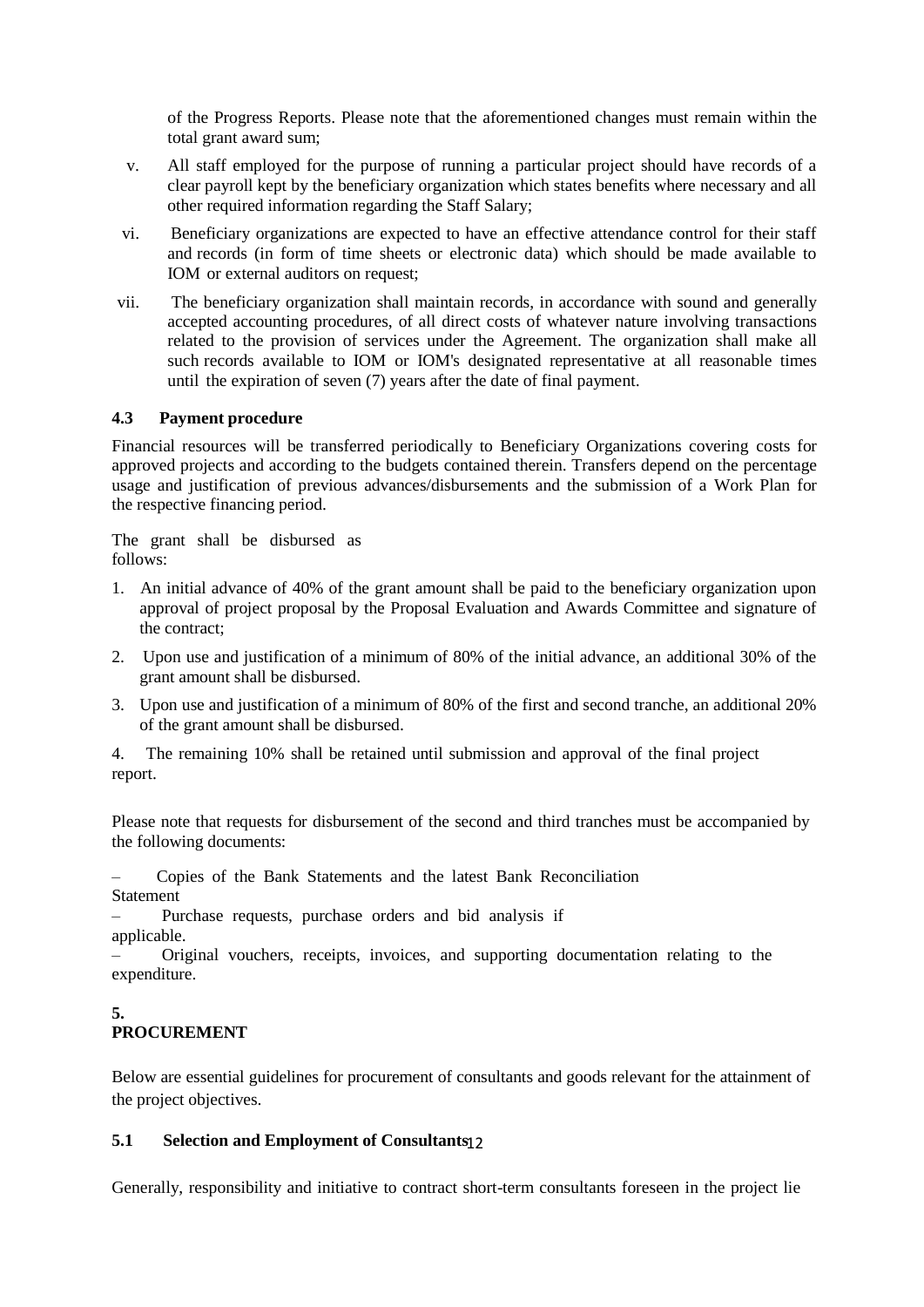of the Progress Reports. Please note that the aforementioned changes must remain within the total grant award sum;

v. All staff employed for the purpose of running a particular project should have records of a clear payroll kept by the beneficiary organization which states benefits where necessary and all other required information regarding the Staff Salary;

vi. Beneficiary organizations are expected to have an effective attendance control for their staff and records (in form of time sheets or electronic data) which should be made available to IOM or external auditors on request;

vii. The beneficiary organization shall maintain records, in accordance with sound and generally accepted accounting procedures, of all direct costs of whatever nature involving transactions related to the provision of services under the Agreement. The organization shall make all such records available to IOM or IOM's designated representative at all reasonable times until the expiration of seven (7) years after the date of final payment.

### 4.3 Payment procedure

Financial resources will be transferred periodically to Beneficiary Organizations covering costs for approved projects and according to the budgets contained therein. Transfers depend on the percentage usage and justification of previous advances/disbursements and the submission of a Work Plan for the respective financing period.

The grant shall be disbursed as follows:

1. An initial advance of 40% of the grant amount shall be paid to the beneficiary organization upon approval of project proposal by the Proposal Evaluation and Awards Committee and signature of the contract;
2. Upon use and justification of a minimum of 80% of the initial advance, an additional 30% of the grant amount shall be disbursed.
3. Upon use and justification of a minimum of 80% of the first and second tranche, an additional 20% of the grant amount shall be disbursed.
4. The remaining 10% shall be retained until submission and approval of the final project report.

Please note that requests for disbursement of the second and third tranches must be accompanied by the following documents:

– Copies of the Bank Statements and the latest Bank Reconciliation Statement
– Purchase requests, purchase orders and bid analysis if applicable.
– Original vouchers, receipts, invoices, and supporting documentation relating to the expenditure.

## 5. PROCUREMENT

Below are essential guidelines for procurement of consultants and goods relevant for the attainment of the project objectives.

### 5.1 Selection and Employment of Consultants

Generally, responsibility and initiative to contract short-term consultants foreseen in the project lie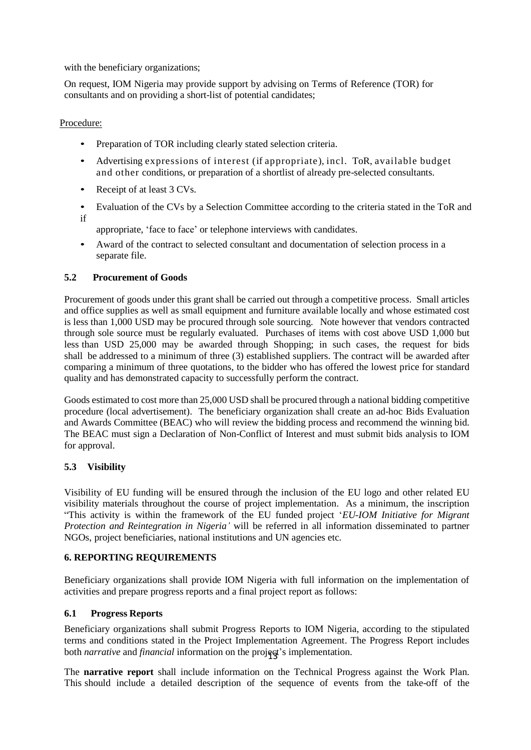with the beneficiary organizations;

On request, IOM Nigeria may provide support by advising on Terms of Reference (TOR) for consultants and on providing a short-list of potential candidates;

Procedure:

- Preparation of TOR including clearly stated selection criteria.
- Advertising expressions of interest (if appropriate), incl. ToR, available budget and other conditions, or preparation of a shortlist of already pre-selected consultants.
- Receipt of at least 3 CVs.
- Evaluation of the CVs by a Selection Committee according to the criteria stated in the ToR and if appropriate, 'face to face' or telephone interviews with candidates.
- Award of the contract to selected consultant and documentation of selection process in a separate file.

### 5.2 Procurement of Goods

Procurement of goods under this grant shall be carried out through a competitive process. Small articles and office supplies as well as small equipment and furniture available locally and whose estimated cost is less than 1,000 USD may be procured through sole sourcing. Note however that vendors contracted through sole source must be regularly evaluated. Purchases of items with cost above USD 1,000 but less than USD 25,000 may be awarded through Shopping; in such cases, the request for bids shall be addressed to a minimum of three (3) established suppliers. The contract will be awarded after comparing a minimum of three quotations, to the bidder who has offered the lowest price for standard quality and has demonstrated capacity to successfully perform the contract.

Goods estimated to cost more than 25,000 USD shall be procured through a national bidding competitive procedure (local advertisement). The beneficiary organization shall create an ad-hoc Bids Evaluation and Awards Committee (BEAC) who will review the bidding process and recommend the winning bid. The BEAC must sign a Declaration of Non-Conflict of Interest and must submit bids analysis to IOM for approval.

### 5.3 Visibility

Visibility of EU funding will be ensured through the inclusion of the EU logo and other related EU visibility materials throughout the course of project implementation. As a minimum, the inscription "This activity is within the framework of the EU funded project '*EU-IOM Initiative for Migrant Protection and Reintegration in Nigeria'* will be referred in all information disseminated to partner NGOs, project beneficiaries, national institutions and UN agencies etc.

## 6. REPORTING REQUIREMENTS

Beneficiary organizations shall provide IOM Nigeria with full information on the implementation of activities and prepare progress reports and a final project report as follows:

### 6.1 Progress Reports

Beneficiary organizations shall submit Progress Reports to IOM Nigeria, according to the stipulated terms and conditions stated in the Project Implementation Agreement. The Progress Report includes both *narrative* and *financial* information on the project's implementation.

The **narrative report** shall include information on the Technical Progress against the Work Plan. This should include a detailed description of the sequence of events from the take-off of the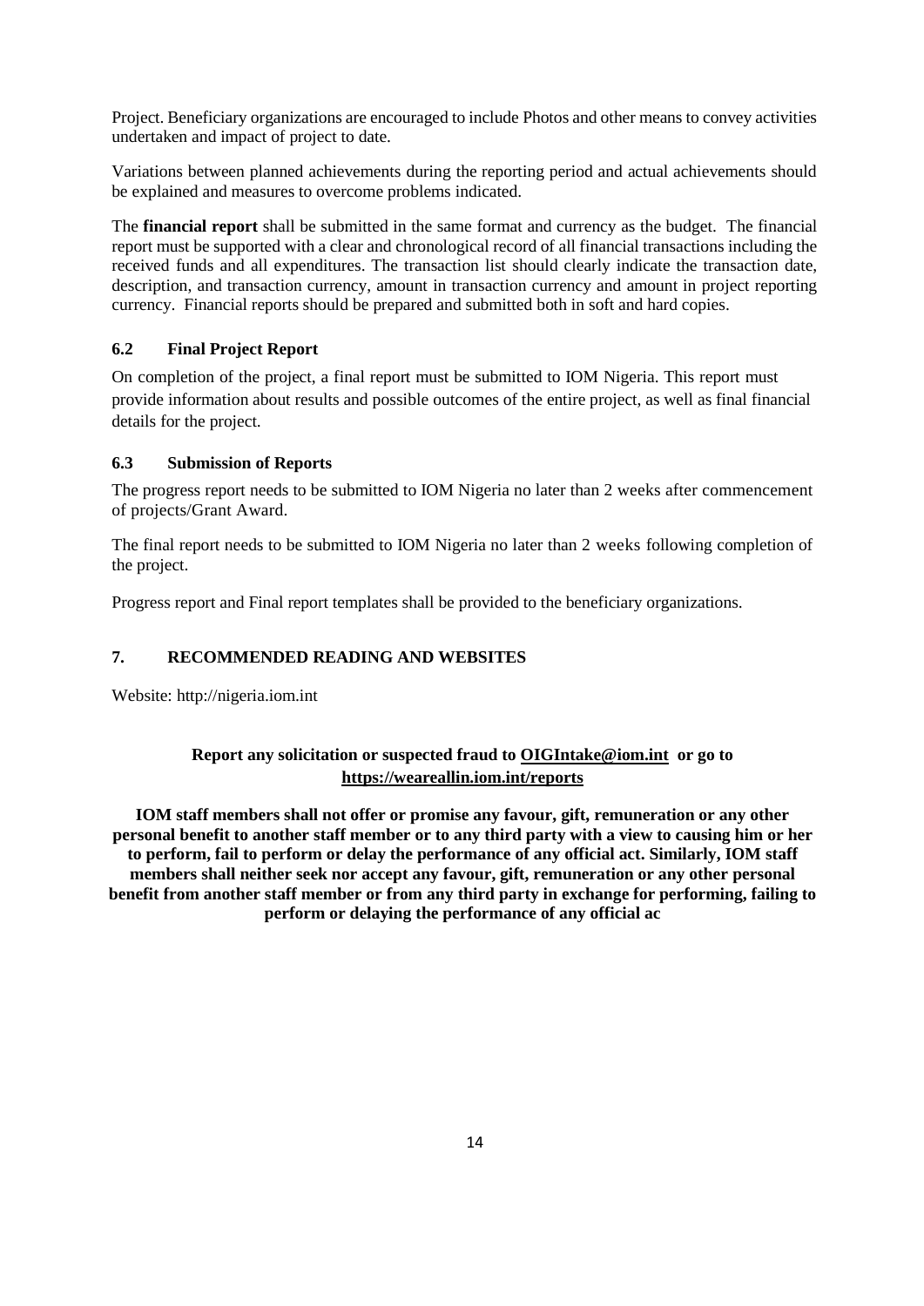Project. Beneficiary organizations are encouraged to include Photos and other means to convey activities undertaken and impact of project to date.

Variations between planned achievements during the reporting period and actual achievements should be explained and measures to overcome problems indicated.

The **financial report** shall be submitted in the same format and currency as the budget. The financial report must be supported with a clear and chronological record of all financial transactions including the received funds and all expenditures. The transaction list should clearly indicate the transaction date, description, and transaction currency, amount in transaction currency and amount in project reporting currency. Financial reports should be prepared and submitted both in soft and hard copies.

### 6.2 Final Project Report

On completion of the project, a final report must be submitted to IOM Nigeria. This report must provide information about results and possible outcomes of the entire project, as well as final financial details for the project.

### 6.3 Submission of Reports

The progress report needs to be submitted to IOM Nigeria no later than 2 weeks after commencement of projects/Grant Award.

The final report needs to be submitted to IOM Nigeria no later than 2 weeks following completion of the project.

Progress report and Final report templates shall be provided to the beneficiary organizations.

## 7. RECOMMENDED READING AND WEBSITES

Website: http://nigeria.iom.int

**Report any solicitation or suspected fraud to OIGIntake@iom.int or go to https://weareallin.iom.int/reports**

**IOM staff members shall not offer or promise any favour, gift, remuneration or any other personal benefit to another staff member or to any third party with a view to causing him or her to perform, fail to perform or delay the performance of any official act. Similarly, IOM staff members shall neither seek nor accept any favour, gift, remuneration or any other personal benefit from another staff member or from any third party in exchange for performing, failing to perform or delaying the performance of any official ac**